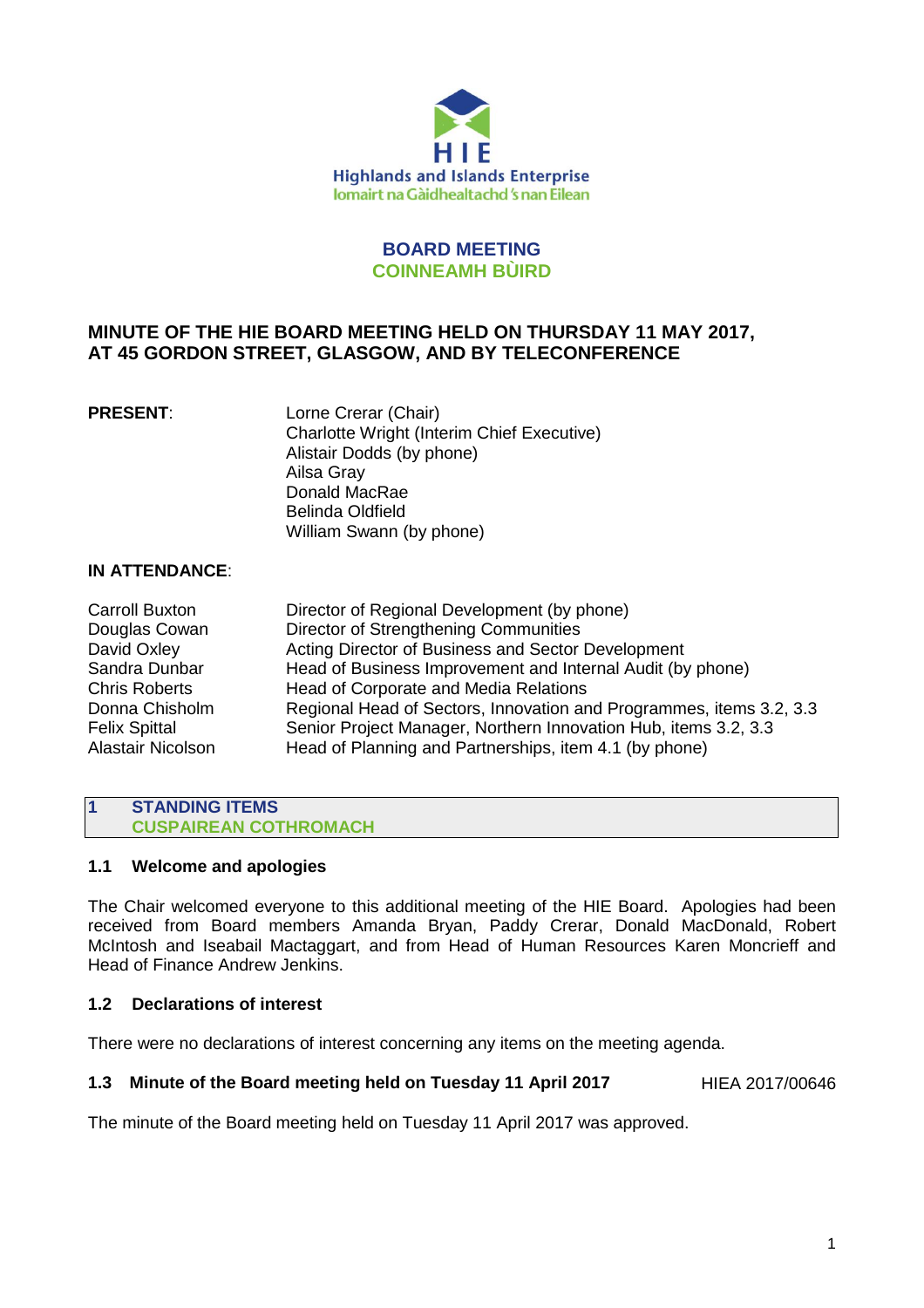Highlands and Islands Enterprise
Iomairt na Gàidhealtachd 's nan Eilean

# BOARD MEETING
# COINNEAMH BÙIRD

## MINUTE OF THE HIE BOARD MEETING HELD ON THURSDAY 11 MAY 2017, AT 45 GORDON STREET, GLASGOW, AND BY TELECONFERENCE

**PRESENT**:

Lorne Crerar (Chair)
Charlotte Wright (Interim Chief Executive)
Alistair Dodds (by phone)
Ailsa Gray
Donald MacRae
Belinda Oldfield
William Swann (by phone)

**IN ATTENDANCE**:

| | |
|---|---|
| Carroll Buxton | Director of Regional Development (by phone) |
| Douglas Cowan | Director of Strengthening Communities |
| David Oxley | Acting Director of Business and Sector Development |
| Sandra Dunbar | Head of Business Improvement and Internal Audit (by phone) |
| Chris Roberts | Head of Corporate and Media Relations |
| Donna Chisholm | Regional Head of Sectors, Innovation and Programmes, items 3.2, 3.3 |
| Felix Spittal | Senior Project Manager, Northern Innovation Hub, items 3.2, 3.3 |
| Alastair Nicolson | Head of Planning and Partnerships, item 4.1 (by phone) |

## 1 STANDING ITEMS
## CUSPAIREAN COTHROMACH

### 1.1 Welcome and apologies

The Chair welcomed everyone to this additional meeting of the HIE Board. Apologies had been received from Board members Amanda Bryan, Paddy Crerar, Donald MacDonald, Robert McIntosh and Iseabail Mactaggart, and from Head of Human Resources Karen Moncrieff and Head of Finance Andrew Jenkins.

### 1.2 Declarations of interest

There were no declarations of interest concerning any items on the meeting agenda.

### 1.3 Minute of the Board meeting held on Tuesday 11 April 2017 — HIEA 2017/00646

The minute of the Board meeting held on Tuesday 11 April 2017 was approved.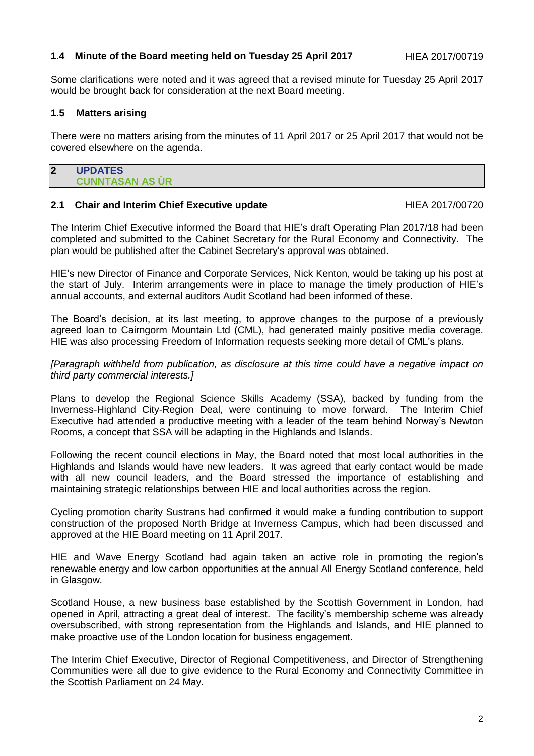### 1.4 Minute of the Board meeting held on Tuesday 25 April 2017 HIEA 2017/00719

Some clarifications were noted and it was agreed that a revised minute for Tuesday 25 April 2017 would be brought back for consideration at the next Board meeting.

### 1.5 Matters arising

There were no matters arising from the minutes of 11 April 2017 or 25 April 2017 that would not be covered elsewhere on the agenda.

## 2 UPDATES
## CUNNTASAN AS ÙR

### 2.1 Chair and Interim Chief Executive update HIEA 2017/00720

The Interim Chief Executive informed the Board that HIE's draft Operating Plan 2017/18 had been completed and submitted to the Cabinet Secretary for the Rural Economy and Connectivity. The plan would be published after the Cabinet Secretary's approval was obtained.

HIE's new Director of Finance and Corporate Services, Nick Kenton, would be taking up his post at the start of July. Interim arrangements were in place to manage the timely production of HIE's annual accounts, and external auditors Audit Scotland had been informed of these.

The Board's decision, at its last meeting, to approve changes to the purpose of a previously agreed loan to Cairngorm Mountain Ltd (CML), had generated mainly positive media coverage. HIE was also processing Freedom of Information requests seeking more detail of CML's plans.

*[Paragraph withheld from publication, as disclosure at this time could have a negative impact on third party commercial interests.]*

Plans to develop the Regional Science Skills Academy (SSA), backed by funding from the Inverness-Highland City-Region Deal, were continuing to move forward. The Interim Chief Executive had attended a productive meeting with a leader of the team behind Norway's Newton Rooms, a concept that SSA will be adapting in the Highlands and Islands.

Following the recent council elections in May, the Board noted that most local authorities in the Highlands and Islands would have new leaders. It was agreed that early contact would be made with all new council leaders, and the Board stressed the importance of establishing and maintaining strategic relationships between HIE and local authorities across the region.

Cycling promotion charity Sustrans had confirmed it would make a funding contribution to support construction of the proposed North Bridge at Inverness Campus, which had been discussed and approved at the HIE Board meeting on 11 April 2017.

HIE and Wave Energy Scotland had again taken an active role in promoting the region's renewable energy and low carbon opportunities at the annual All Energy Scotland conference, held in Glasgow.

Scotland House, a new business base established by the Scottish Government in London, had opened in April, attracting a great deal of interest. The facility's membership scheme was already oversubscribed, with strong representation from the Highlands and Islands, and HIE planned to make proactive use of the London location for business engagement.

The Interim Chief Executive, Director of Regional Competitiveness, and Director of Strengthening Communities were all due to give evidence to the Rural Economy and Connectivity Committee in the Scottish Parliament on 24 May.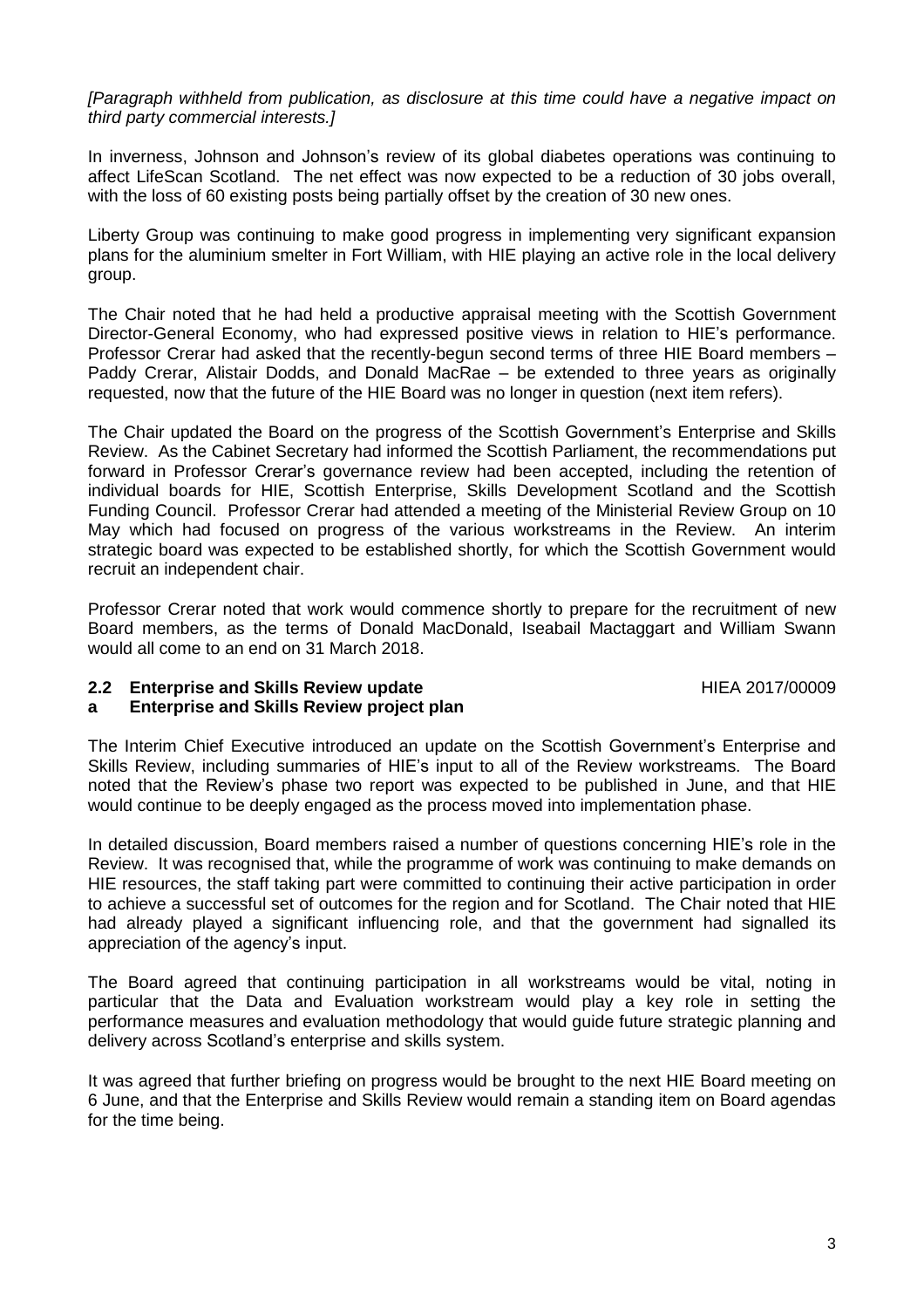*[Paragraph withheld from publication, as disclosure at this time could have a negative impact on third party commercial interests.]*

In inverness, Johnson and Johnson's review of its global diabetes operations was continuing to affect LifeScan Scotland. The net effect was now expected to be a reduction of 30 jobs overall, with the loss of 60 existing posts being partially offset by the creation of 30 new ones.

Liberty Group was continuing to make good progress in implementing very significant expansion plans for the aluminium smelter in Fort William, with HIE playing an active role in the local delivery group.

The Chair noted that he had held a productive appraisal meeting with the Scottish Government Director-General Economy, who had expressed positive views in relation to HIE's performance. Professor Crerar had asked that the recently-begun second terms of three HIE Board members – Paddy Crerar, Alistair Dodds, and Donald MacRae – be extended to three years as originally requested, now that the future of the HIE Board was no longer in question (next item refers).

The Chair updated the Board on the progress of the Scottish Government's Enterprise and Skills Review. As the Cabinet Secretary had informed the Scottish Parliament, the recommendations put forward in Professor Crerar's governance review had been accepted, including the retention of individual boards for HIE, Scottish Enterprise, Skills Development Scotland and the Scottish Funding Council. Professor Crerar had attended a meeting of the Ministerial Review Group on 10 May which had focused on progress of the various workstreams in the Review. An interim strategic board was expected to be established shortly, for which the Scottish Government would recruit an independent chair.

Professor Crerar noted that work would commence shortly to prepare for the recruitment of new Board members, as the terms of Donald MacDonald, Iseabail Mactaggart and William Swann would all come to an end on 31 March 2018.

### 2.2 Enterprise and Skills Review update — HIEA 2017/00009

### a Enterprise and Skills Review project plan

The Interim Chief Executive introduced an update on the Scottish Government's Enterprise and Skills Review, including summaries of HIE's input to all of the Review workstreams. The Board noted that the Review's phase two report was expected to be published in June, and that HIE would continue to be deeply engaged as the process moved into implementation phase.

In detailed discussion, Board members raised a number of questions concerning HIE's role in the Review. It was recognised that, while the programme of work was continuing to make demands on HIE resources, the staff taking part were committed to continuing their active participation in order to achieve a successful set of outcomes for the region and for Scotland. The Chair noted that HIE had already played a significant influencing role, and that the government had signalled its appreciation of the agency's input.

The Board agreed that continuing participation in all workstreams would be vital, noting in particular that the Data and Evaluation workstream would play a key role in setting the performance measures and evaluation methodology that would guide future strategic planning and delivery across Scotland's enterprise and skills system.

It was agreed that further briefing on progress would be brought to the next HIE Board meeting on 6 June, and that the Enterprise and Skills Review would remain a standing item on Board agendas for the time being.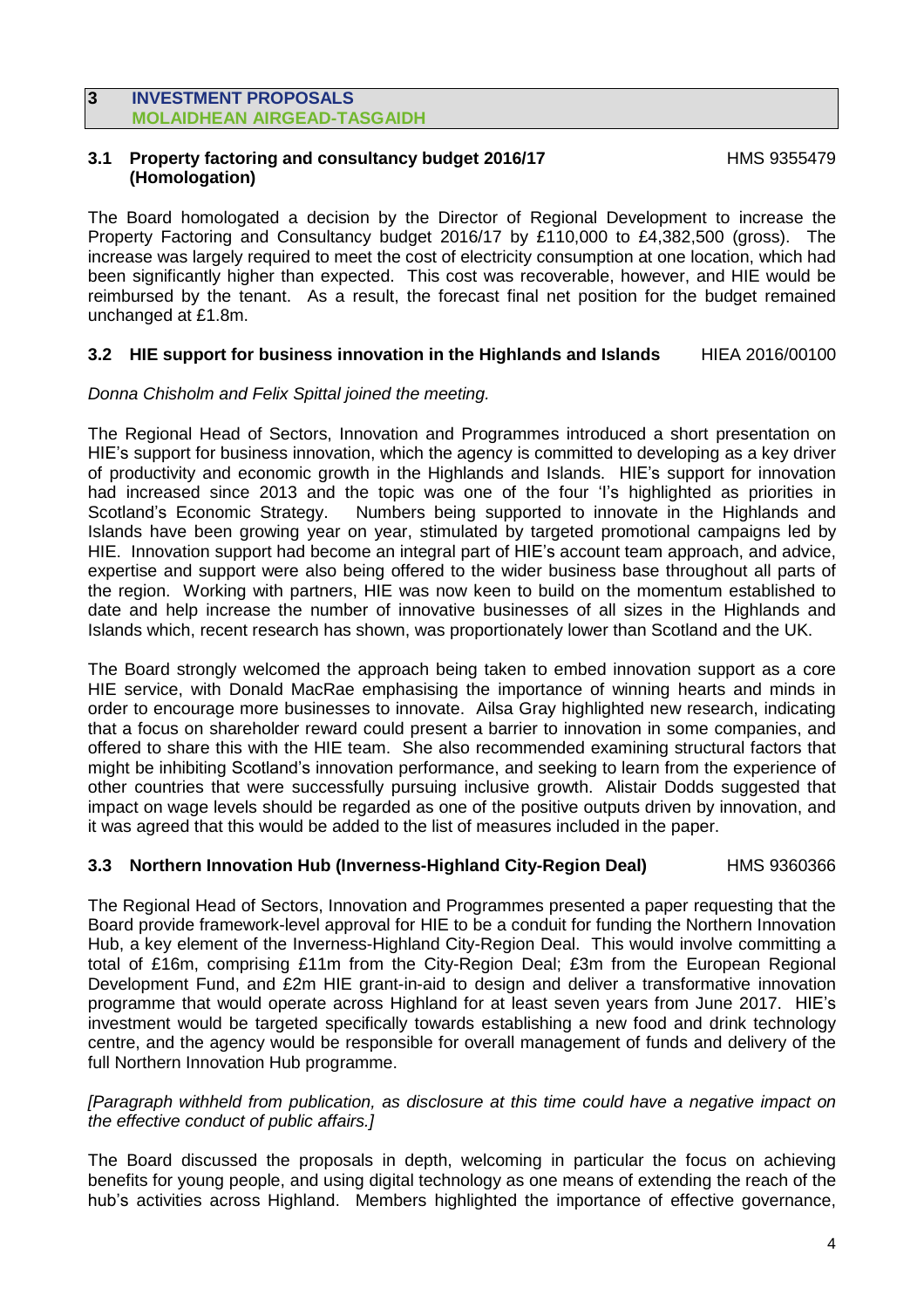## 3 INVESTMENT PROPOSALS
## MOLAIDHEAN AIRGEAD-TASGAIDH

### 3.1 Property factoring and consultancy budget 2016/17 (Homologation) HMS 9355479

The Board homologated a decision by the Director of Regional Development to increase the Property Factoring and Consultancy budget 2016/17 by £110,000 to £4,382,500 (gross). The increase was largely required to meet the cost of electricity consumption at one location, which had been significantly higher than expected. This cost was recoverable, however, and HIE would be reimbursed by the tenant. As a result, the forecast final net position for the budget remained unchanged at £1.8m.

### 3.2 HIE support for business innovation in the Highlands and Islands HIEA 2016/00100

*Donna Chisholm and Felix Spittal joined the meeting.*

The Regional Head of Sectors, Innovation and Programmes introduced a short presentation on HIE's support for business innovation, which the agency is committed to developing as a key driver of productivity and economic growth in the Highlands and Islands. HIE's support for innovation had increased since 2013 and the topic was one of the four 'I's highlighted as priorities in Scotland's Economic Strategy. Numbers being supported to innovate in the Highlands and Islands have been growing year on year, stimulated by targeted promotional campaigns led by HIE. Innovation support had become an integral part of HIE's account team approach, and advice, expertise and support were also being offered to the wider business base throughout all parts of the region. Working with partners, HIE was now keen to build on the momentum established to date and help increase the number of innovative businesses of all sizes in the Highlands and Islands which, recent research has shown, was proportionately lower than Scotland and the UK.

The Board strongly welcomed the approach being taken to embed innovation support as a core HIE service, with Donald MacRae emphasising the importance of winning hearts and minds in order to encourage more businesses to innovate. Ailsa Gray highlighted new research, indicating that a focus on shareholder reward could present a barrier to innovation in some companies, and offered to share this with the HIE team. She also recommended examining structural factors that might be inhibiting Scotland's innovation performance, and seeking to learn from the experience of other countries that were successfully pursuing inclusive growth. Alistair Dodds suggested that impact on wage levels should be regarded as one of the positive outputs driven by innovation, and it was agreed that this would be added to the list of measures included in the paper.

### 3.3 Northern Innovation Hub (Inverness-Highland City-Region Deal) HMS 9360366

The Regional Head of Sectors, Innovation and Programmes presented a paper requesting that the Board provide framework-level approval for HIE to be a conduit for funding the Northern Innovation Hub, a key element of the Inverness-Highland City-Region Deal. This would involve committing a total of £16m, comprising £11m from the City-Region Deal; £3m from the European Regional Development Fund, and £2m HIE grant-in-aid to design and deliver a transformative innovation programme that would operate across Highland for at least seven years from June 2017. HIE's investment would be targeted specifically towards establishing a new food and drink technology centre, and the agency would be responsible for overall management of funds and delivery of the full Northern Innovation Hub programme.

*[Paragraph withheld from publication, as disclosure at this time could have a negative impact on the effective conduct of public affairs.]*

The Board discussed the proposals in depth, welcoming in particular the focus on achieving benefits for young people, and using digital technology as one means of extending the reach of the hub's activities across Highland. Members highlighted the importance of effective governance,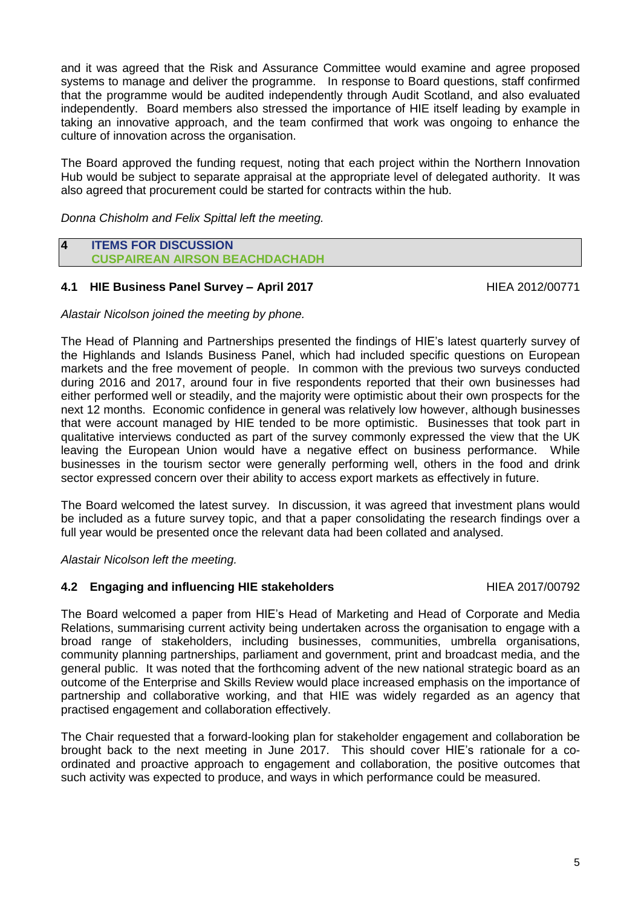and it was agreed that the Risk and Assurance Committee would examine and agree proposed systems to manage and deliver the programme. In response to Board questions, staff confirmed that the programme would be audited independently through Audit Scotland, and also evaluated independently. Board members also stressed the importance of HIE itself leading by example in taking an innovative approach, and the team confirmed that work was ongoing to enhance the culture of innovation across the organisation.

The Board approved the funding request, noting that each project within the Northern Innovation Hub would be subject to separate appraisal at the appropriate level of delegated authority. It was also agreed that procurement could be started for contracts within the hub.

*Donna Chisholm and Felix Spittal left the meeting.*

## 4 ITEMS FOR DISCUSSION
## CUSPAIREAN AIRSON BEACHDACHADH

### 4.1 HIE Business Panel Survey – April 2017 — HIEA 2012/00771

*Alastair Nicolson joined the meeting by phone.*

The Head of Planning and Partnerships presented the findings of HIE's latest quarterly survey of the Highlands and Islands Business Panel, which had included specific questions on European markets and the free movement of people. In common with the previous two surveys conducted during 2016 and 2017, around four in five respondents reported that their own businesses had either performed well or steadily, and the majority were optimistic about their own prospects for the next 12 months. Economic confidence in general was relatively low however, although businesses that were account managed by HIE tended to be more optimistic. Businesses that took part in qualitative interviews conducted as part of the survey commonly expressed the view that the UK leaving the European Union would have a negative effect on business performance. While businesses in the tourism sector were generally performing well, others in the food and drink sector expressed concern over their ability to access export markets as effectively in future.

The Board welcomed the latest survey. In discussion, it was agreed that investment plans would be included as a future survey topic, and that a paper consolidating the research findings over a full year would be presented once the relevant data had been collated and analysed.

*Alastair Nicolson left the meeting.*

### 4.2 Engaging and influencing HIE stakeholders — HIEA 2017/00792

The Board welcomed a paper from HIE's Head of Marketing and Head of Corporate and Media Relations, summarising current activity being undertaken across the organisation to engage with a broad range of stakeholders, including businesses, communities, umbrella organisations, community planning partnerships, parliament and government, print and broadcast media, and the general public. It was noted that the forthcoming advent of the new national strategic board as an outcome of the Enterprise and Skills Review would place increased emphasis on the importance of partnership and collaborative working, and that HIE was widely regarded as an agency that practised engagement and collaboration effectively.

The Chair requested that a forward-looking plan for stakeholder engagement and collaboration be brought back to the next meeting in June 2017. This should cover HIE's rationale for a co-ordinated and proactive approach to engagement and collaboration, the positive outcomes that such activity was expected to produce, and ways in which performance could be measured.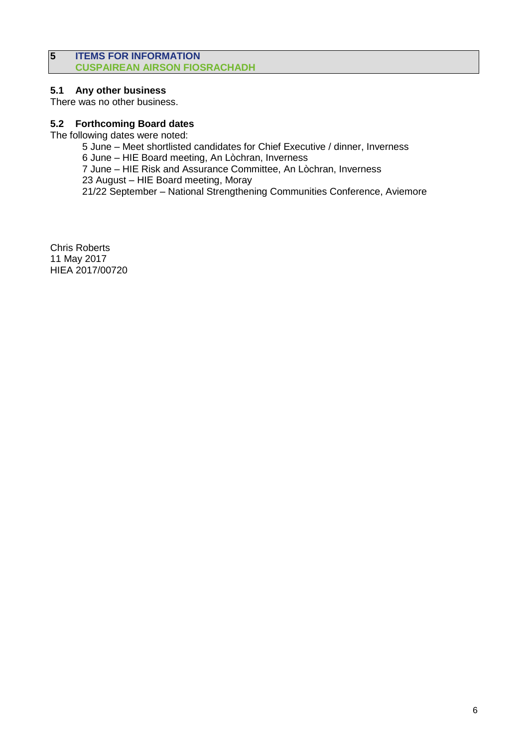## 5 ITEMS FOR INFORMATION
## CUSPAIREAN AIRSON FIOSRACHADH

### 5.1 Any other business

There was no other business.

### 5.2 Forthcoming Board dates

The following dates were noted:

5 June – Meet shortlisted candidates for Chief Executive / dinner, Inverness
6 June – HIE Board meeting, An Lòchran, Inverness
7 June – HIE Risk and Assurance Committee, An Lòchran, Inverness
23 August – HIE Board meeting, Moray
21/22 September – National Strengthening Communities Conference, Aviemore

Chris Roberts
11 May 2017
HIEA 2017/00720